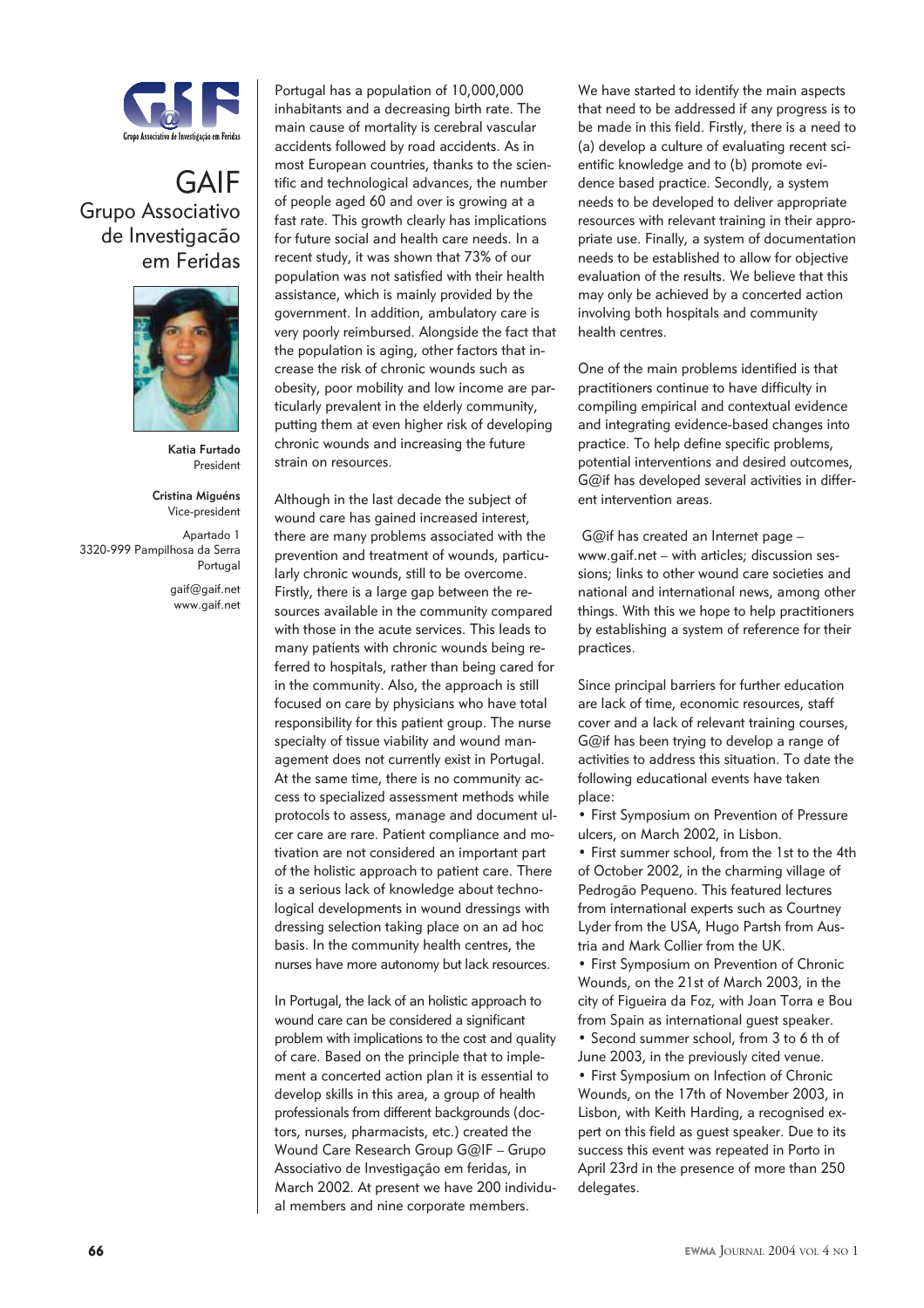# GAIF

## Grupo Associativo de Investigacão em Feridas

**Katia Furtado**
President

**Cristina Miguéns**
Vice-president

Apartado 1
3320-999 Pampilhosa da Serra
Portugal

gaif@gaif.net
www.gaif.net

Portugal has a population of 10,000,000 inhabitants and a decreasing birth rate. The main cause of mortality is cerebral vascular accidents followed by road accidents. As in most European countries, thanks to the scientific and technological advances, the number of people aged 60 and over is growing at a fast rate. This growth clearly has implications for future social and health care needs. In a recent study, it was shown that 73% of our population was not satisfied with their health assistance, which is mainly provided by the government. In addition, ambulatory care is very poorly reimbursed. Alongside the fact that the population is aging, other factors that increase the risk of chronic wounds such as obesity, poor mobility and low income are particularly prevalent in the elderly community, putting them at even higher risk of developing chronic wounds and increasing the future strain on resources.

Although in the last decade the subject of wound care has gained increased interest, there are many problems associated with the prevention and treatment of wounds, particularly chronic wounds, still to be overcome. Firstly, there is a large gap between the resources available in the community compared with those in the acute services. This leads to many patients with chronic wounds being referred to hospitals, rather than being cared for in the community. Also, the approach is still focused on care by physicians who have total responsibility for this patient group. The nurse specialty of tissue viability and wound management does not currently exist in Portugal. At the same time, there is no community access to specialized assessment methods while protocols to assess, manage and document ulcer care are rare. Patient compliance and motivation are not considered an important part of the holistic approach to patient care. There is a serious lack of knowledge about technological developments in wound dressings with dressing selection taking place on an ad hoc basis. In the community health centres, the nurses have more autonomy but lack resources.

In Portugal, the lack of an holistic approach to wound care can be considered a significant problem with implications to the cost and quality of care. Based on the principle that to implement a concerted action plan it is essential to develop skills in this area, a group of health professionals from different backgrounds (doctors, nurses, pharmacists, etc.) created the Wound Care Research Group G@IF – Grupo Associativo de Investigação em feridas, in March 2002. At present we have 200 individual members and nine corporate members.

We have started to identify the main aspects that need to be addressed if any progress is to be made in this field. Firstly, there is a need to (a) develop a culture of evaluating recent scientific knowledge and to (b) promote evidence based practice. Secondly, a system needs to be developed to deliver appropriate resources with relevant training in their appropriate use. Finally, a system of documentation needs to be established to allow for objective evaluation of the results. We believe that this may only be achieved by a concerted action involving both hospitals and community health centres.

One of the main problems identified is that practitioners continue to have difficulty in compiling empirical and contextual evidence and integrating evidence-based changes into practice. To help define specific problems, potential interventions and desired outcomes, G@if has developed several activities in different intervention areas.

G@if has created an Internet page – www.gaif.net – with articles; discussion sessions; links to other wound care societies and national and international news, among other things. With this we hope to help practitioners by establishing a system of reference for their practices.

Since principal barriers for further education are lack of time, economic resources, staff cover and a lack of relevant training courses, G@if has been trying to develop a range of activities to address this situation. To date the following educational events have taken place:

- First Symposium on Prevention of Pressure ulcers, on March 2002, in Lisbon.
- First summer school, from the 1st to the 4th of October 2002, in the charming village of Pedrogão Pequeno. This featured lectures from international experts such as Courtney Lyder from the USA, Hugo Partsh from Austria and Mark Collier from the UK.
- First Symposium on Prevention of Chronic Wounds, on the 21st of March 2003, in the city of Figueira da Foz, with Joan Torra e Bou from Spain as international guest speaker.
- Second summer school, from 3 to 6 th of June 2003, in the previously cited venue.
- First Symposium on Infection of Chronic Wounds, on the 17th of November 2003, in Lisbon, with Keith Harding, a recognised expert on this field as guest speaker. Due to its success this event was repeated in Porto in April 23rd in the presence of more than 250 delegates.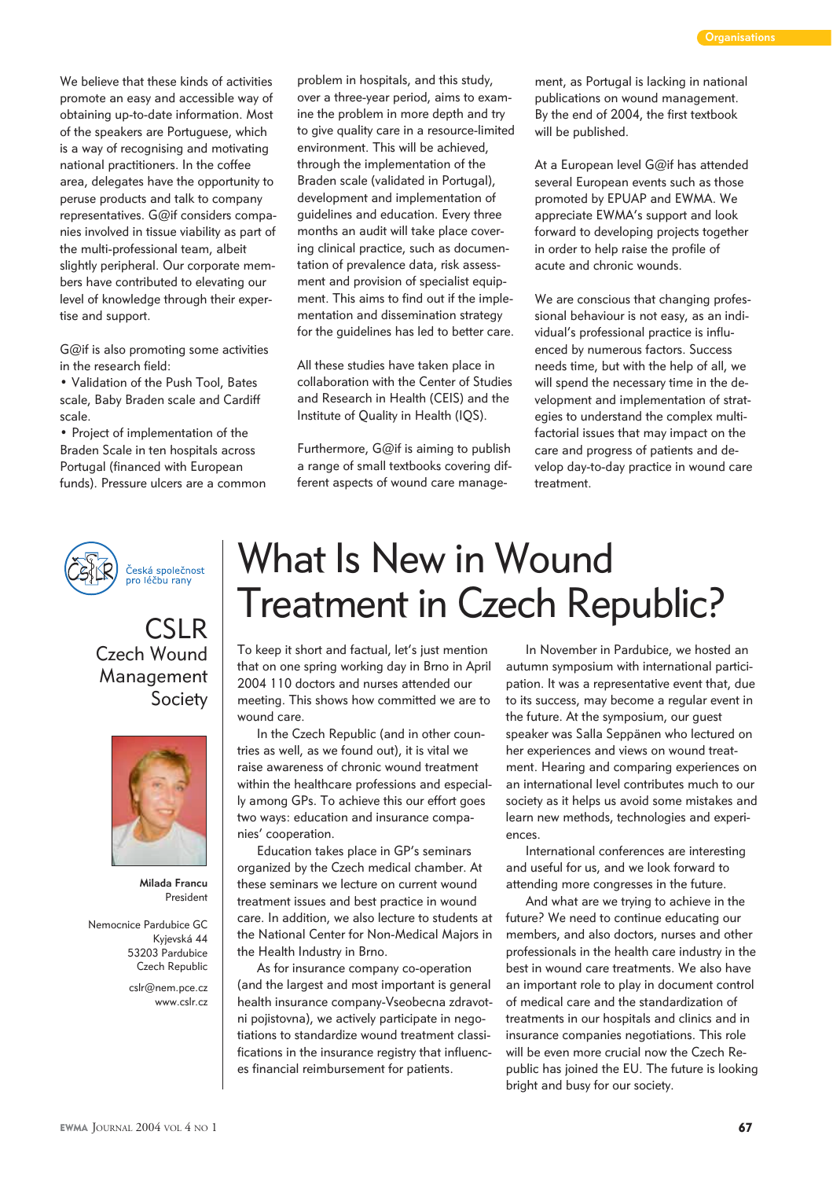We believe that these kinds of activities promote an easy and accessible way of obtaining up-to-date information. Most of the speakers are Portuguese, which is a way of recognising and motivating national practitioners. In the coffee area, delegates have the opportunity to peruse products and talk to company representatives. G@if considers companies involved in tissue viability as part of the multi-professional team, albeit slightly peripheral. Our corporate members have contributed to elevating our level of knowledge through their expertise and support.

G@if is also promoting some activities in the research field:

- Validation of the Push Tool, Bates scale, Baby Braden scale and Cardiff scale.
- Project of implementation of the Braden Scale in ten hospitals across Portugal (financed with European funds). Pressure ulcers are a common problem in hospitals, and this study, over a three-year period, aims to examine the problem in more depth and try to give quality care in a resource-limited environment. This will be achieved, through the implementation of the Braden scale (validated in Portugal), development and implementation of guidelines and education. Every three months an audit will take place covering clinical practice, such as documentation of prevalence data, risk assessment and provision of specialist equipment. This aims to find out if the implementation and dissemination strategy for the guidelines has led to better care.

All these studies have taken place in collaboration with the Center of Studies and Research in Health (CEIS) and the Institute of Quality in Health (IQS).

Furthermore, G@if is aiming to publish a range of small textbooks covering different aspects of wound care management, as Portugal is lacking in national publications on wound management. By the end of 2004, the first textbook will be published.

At a European level G@if has attended several European events such as those promoted by EPUAP and EWMA. We appreciate EWMA's support and look forward to developing projects together in order to help raise the profile of acute and chronic wounds.

We are conscious that changing professional behaviour is not easy, as an individual's professional practice is influenced by numerous factors. Success needs time, but with the help of all, we will spend the necessary time in the development and implementation of strategies to understand the complex multifactorial issues that may impact on the care and progress of patients and develop day-to-day practice in wound care treatment.

Česká společnost pro léčbu rany

## CSLR Czech Wound Management Society

**Milada Francu**
President

Nemocnice Pardubice GC
Kyjevská 44
53203 Pardubice
Czech Republic

cslr@nem.pce.cz
www.cslr.cz

# What Is New in Wound Treatment in Czech Republic?

To keep it short and factual, let's just mention that on one spring working day in Brno in April 2004 110 doctors and nurses attended our meeting. This shows how committed we are to wound care.

In the Czech Republic (and in other countries as well, as we found out), it is vital we raise awareness of chronic wound treatment within the healthcare professions and especially among GPs. To achieve this our effort goes two ways: education and insurance companies' cooperation.

Education takes place in GP's seminars organized by the Czech medical chamber. At these seminars we lecture on current wound treatment issues and best practice in wound care. In addition, we also lecture to students at the National Center for Non-Medical Majors in the Health Industry in Brno.

As for insurance company co-operation (and the largest and most important is general health insurance company-Vseobecna zdravotni pojistovna), we actively participate in negotiations to standardize wound treatment classifications in the insurance registry that influences financial reimbursement for patients.

In November in Pardubice, we hosted an autumn symposium with international participation. It was a representative event that, due to its success, may become a regular event in the future. At the symposium, our guest speaker was Salla Seppänen who lectured on her experiences and views on wound treatment. Hearing and comparing experiences on an international level contributes much to our society as it helps us avoid some mistakes and learn new methods, technologies and experiences.

International conferences are interesting and useful for us, and we look forward to attending more congresses in the future.

And what are we trying to achieve in the future? We need to continue educating our members, and also doctors, nurses and other professionals in the health care industry in the best in wound care treatments. We also have an important role to play in document control of medical care and the standardization of treatments in our hospitals and clinics and in insurance companies negotiations. This role will be even more crucial now the Czech Republic has joined the EU. The future is looking bright and busy for our society.